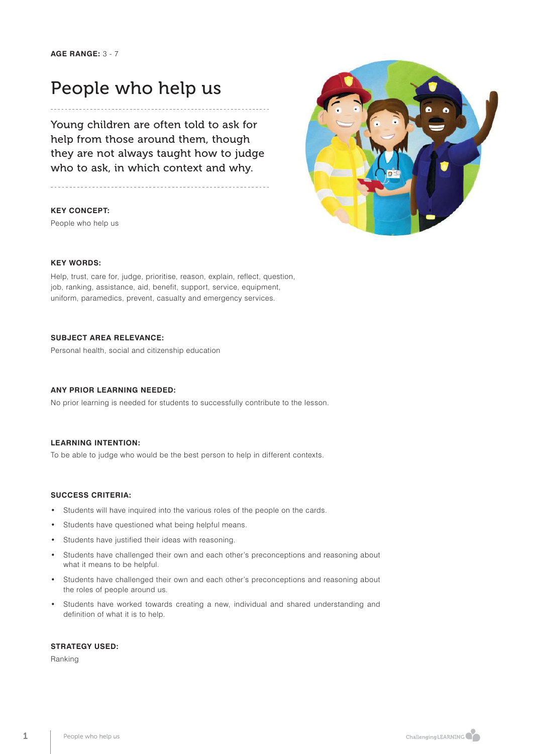**AGE RANGE:** 3 - 7

# People who help us

Young children are often told to ask for help from those around them, though they are not always taught how to judge who to ask, in which context and why.

**KEY CONCEPT:**

People who help us

**KEY WORDS:**

Help, trust, care for, judge, prioritise, reason, explain, reflect, question, job, ranking, assistance, aid, benefit, support, service, equipment, uniform, paramedics, prevent, casualty and emergency services.

**SUBJECT AREA RELEVANCE:**

Personal health, social and citizenship education

**ANY PRIOR LEARNING NEEDED:**

No prior learning is needed for students to successfully contribute to the lesson.

**LEARNING INTENTION:**

To be able to judge who would be the best person to help in different contexts.

**SUCCESS CRITERIA:**

- Students will have inquired into the various roles of the people on the cards.
- Students have questioned what being helpful means.
- Students have justified their ideas with reasoning.
- Students have challenged their own and each other's preconceptions and reasoning about what it means to be helpful.
- Students have challenged their own and each other's preconceptions and reasoning about the roles of people around us.
- Students have worked towards creating a new, individual and shared understanding and definition of what it is to help.

**STRATEGY USED:**

Ranking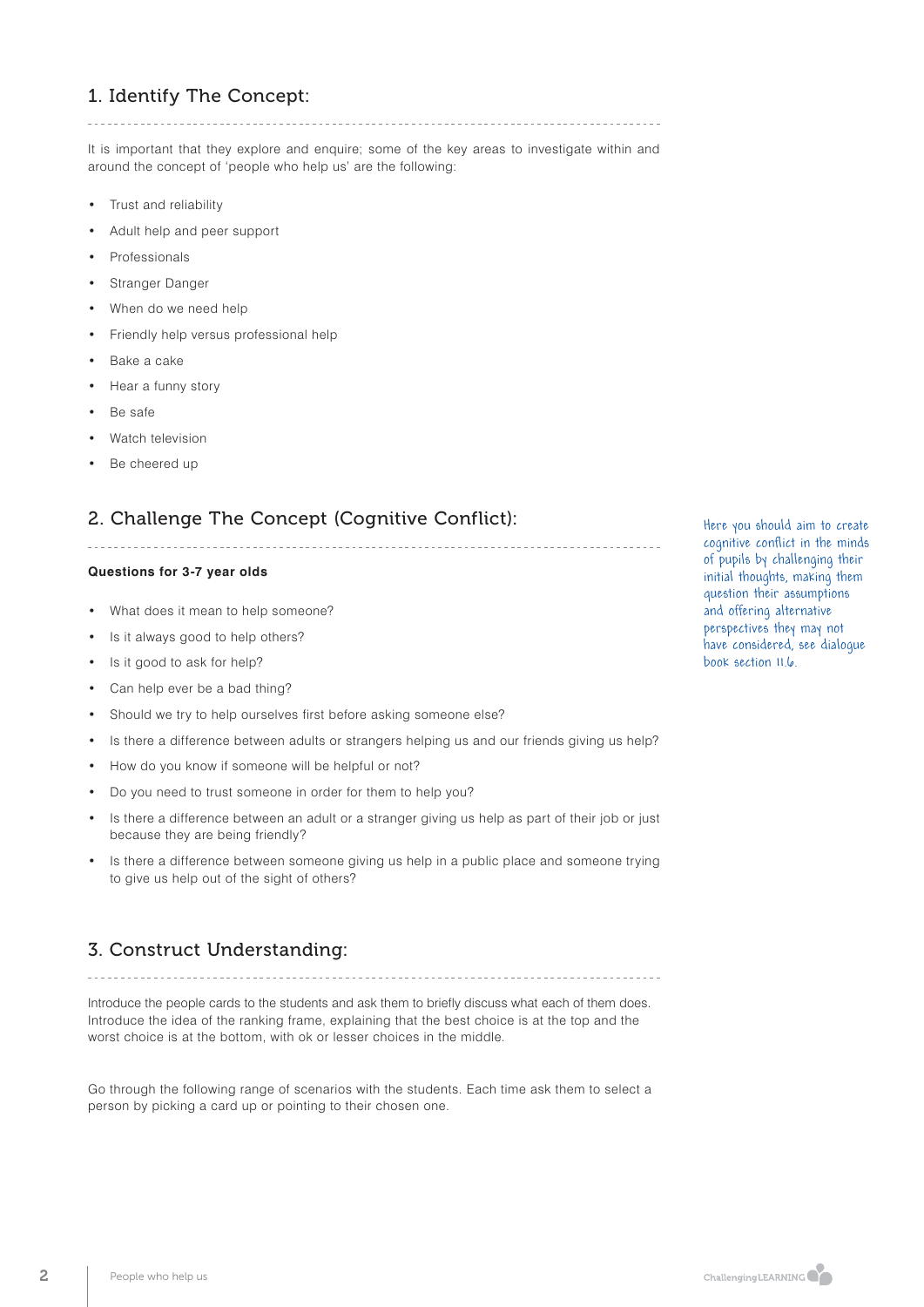## 1. Identify The Concept:

It is important that they explore and enquire; some of the key areas to investigate within and around the concept of 'people who help us' are the following:

- Trust and reliability
- Adult help and peer support
- Professionals
- Stranger Danger
- When do we need help
- Friendly help versus professional help
- Bake a cake
- Hear a funny story
- Be safe
- Watch television
- Be cheered up

## 2. Challenge The Concept (Cognitive Conflict):

*Here you should aim to create cognitive conflict in the minds of pupils by challenging their initial thoughts, making them question their assumptions and offering alternative perspectives they may not have considered, see dialogue book section 11.6.*

**Questions for 3-7 year olds**

- What does it mean to help someone?
- Is it always good to help others?
- Is it good to ask for help?
- Can help ever be a bad thing?
- Should we try to help ourselves first before asking someone else?
- Is there a difference between adults or strangers helping us and our friends giving us help?
- How do you know if someone will be helpful or not?
- Do you need to trust someone in order for them to help you?
- Is there a difference between an adult or a stranger giving us help as part of their job or just because they are being friendly?
- Is there a difference between someone giving us help in a public place and someone trying to give us help out of the sight of others?

## 3. Construct Understanding:

Introduce the people cards to the students and ask them to briefly discuss what each of them does. Introduce the idea of the ranking frame, explaining that the best choice is at the top and the worst choice is at the bottom, with ok or lesser choices in the middle.

Go through the following range of scenarios with the students. Each time ask them to select a person by picking a card up or pointing to their chosen one.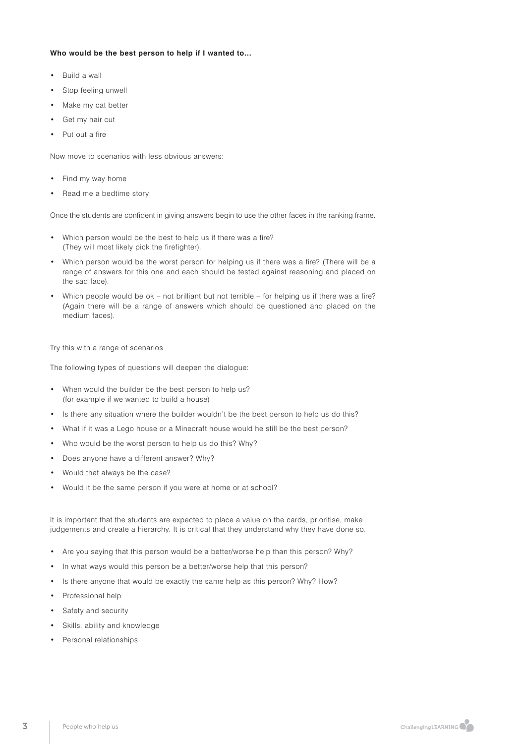**Who would be the best person to help if I wanted to...**

- Build a wall
- Stop feeling unwell
- Make my cat better
- Get my hair cut
- Put out a fire

Now move to scenarios with less obvious answers:

- Find my way home
- Read me a bedtime story

Once the students are confident in giving answers begin to use the other faces in the ranking frame.

- Which person would be the best to help us if there was a fire? (They will most likely pick the firefighter).
- Which person would be the worst person for helping us if there was a fire? (There will be a range of answers for this one and each should be tested against reasoning and placed on the sad face).
- Which people would be ok – not brilliant but not terrible – for helping us if there was a fire? (Again there will be a range of answers which should be questioned and placed on the medium faces).

Try this with a range of scenarios

The following types of questions will deepen the dialogue:

- When would the builder be the best person to help us? (for example if we wanted to build a house)
- Is there any situation where the builder wouldn't be the best person to help us do this?
- What if it was a Lego house or a Minecraft house would he still be the best person?
- Who would be the worst person to help us do this? Why?
- Does anyone have a different answer? Why?
- Would that always be the case?
- Would it be the same person if you were at home or at school?

It is important that the students are expected to place a value on the cards, prioritise, make judgements and create a hierarchy. It is critical that they understand why they have done so.

- Are you saying that this person would be a better/worse help than this person? Why?
- In what ways would this person be a better/worse help that this person?
- Is there anyone that would be exactly the same help as this person? Why? How?
- Professional help
- Safety and security
- Skills, ability and knowledge
- Personal relationships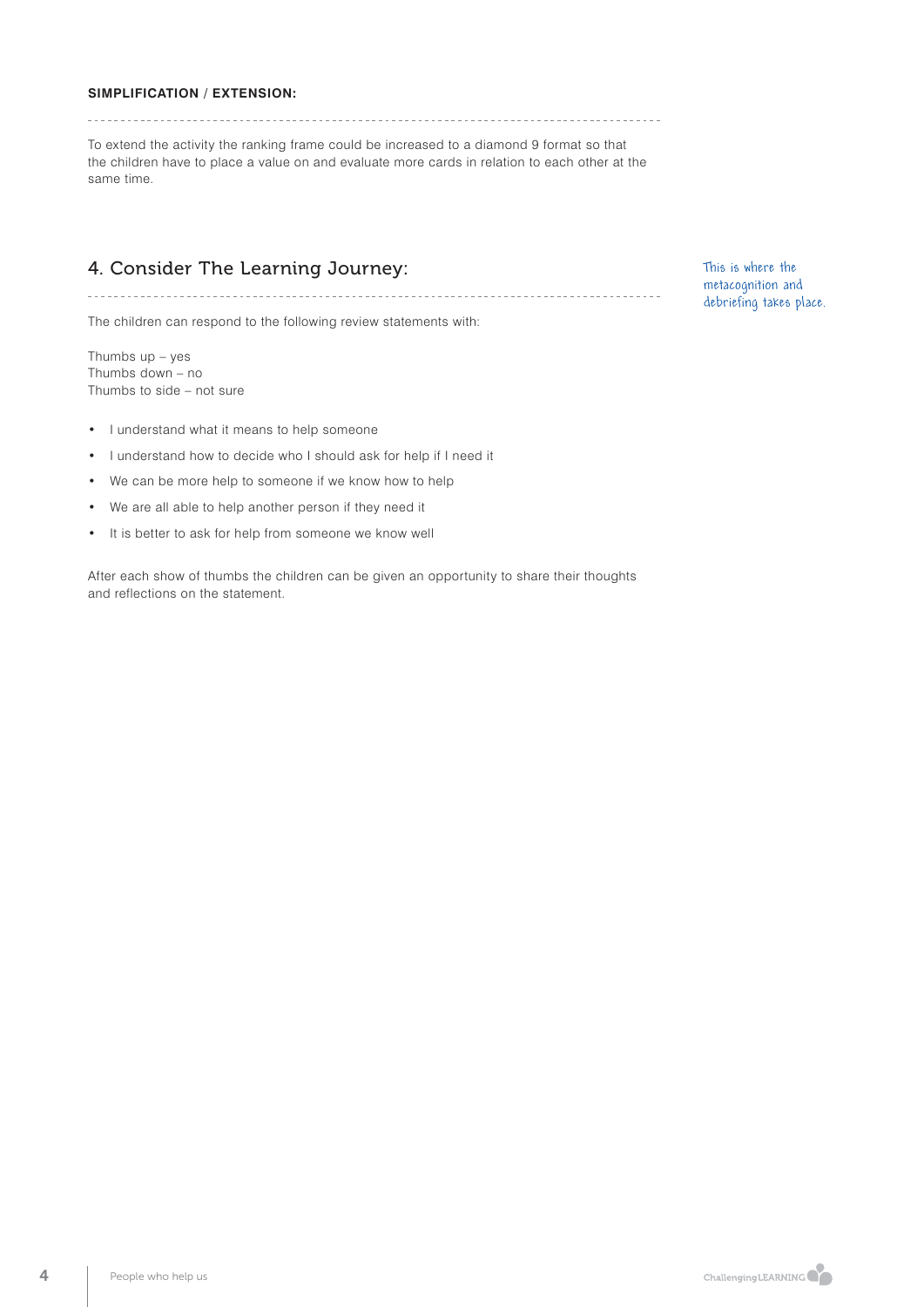**SIMPLIFICATION / EXTENSION:**

To extend the activity the ranking frame could be increased to a diamond 9 format so that the children have to place a value on and evaluate more cards in relation to each other at the same time.

## 4. Consider The Learning Journey:

*This is where the metacognition and debriefing takes place.*

The children can respond to the following review statements with:

Thumbs up – yes
Thumbs down – no
Thumbs to side – not sure

- I understand what it means to help someone
- I understand how to decide who I should ask for help if I need it
- We can be more help to someone if we know how to help
- We are all able to help another person if they need it
- It is better to ask for help from someone we know well

After each show of thumbs the children can be given an opportunity to share their thoughts and reflections on the statement.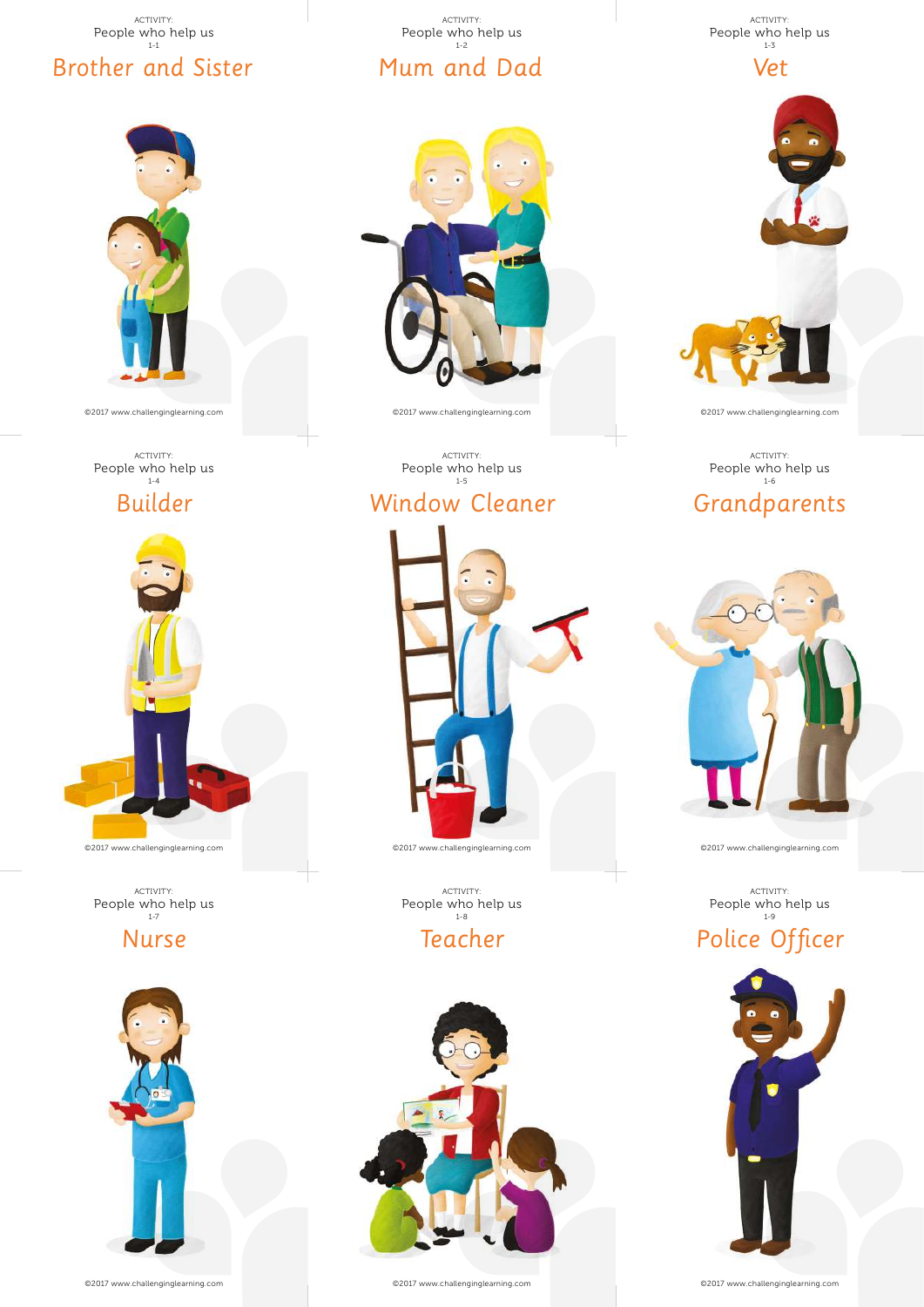ACTIVITY:
People who help us
1-1

## Brother and Sister

©2017 www.challenginglearning.com

ACTIVITY:
People who help us
1-2

## Mum and Dad

©2017 www.challenginglearning.com

ACTIVITY:
People who help us
1-3

## Vet

©2017 www.challenginglearning.com

ACTIVITY:
People who help us
1-4

## Builder

©2017 www.challenginglearning.com

ACTIVITY:
People who help us
1-5

## Window Cleaner

©2017 www.challenginglearning.com

ACTIVITY:
People who help us
1-6

## Grandparents

©2017 www.challenginglearning.com

ACTIVITY:
People who help us
1-7

## Nurse

©2017 www.challenginglearning.com

ACTIVITY:
People who help us
1-8

## Teacher

©2017 www.challenginglearning.com

ACTIVITY:
People who help us
1-9

## Police Officer

©2017 www.challenginglearning.com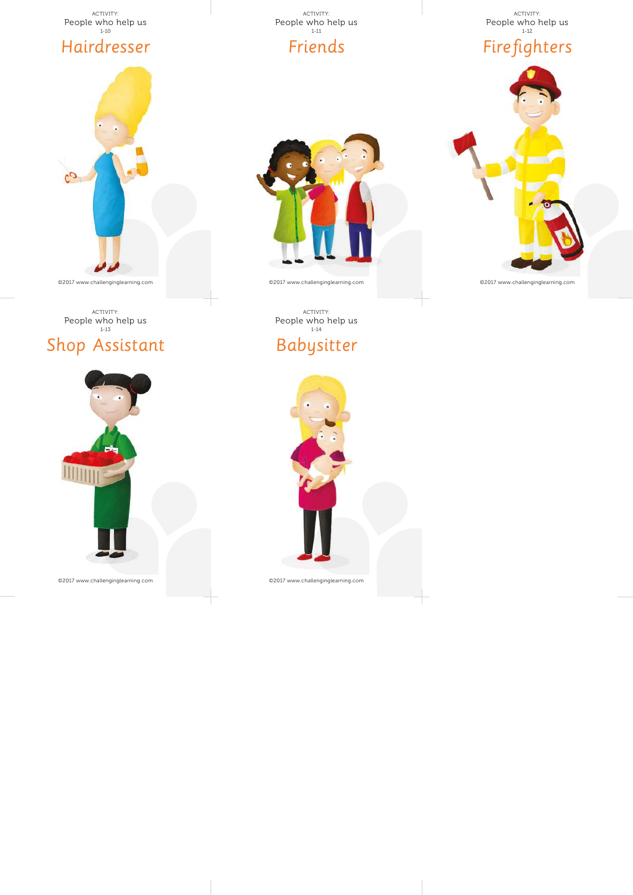ACTIVITY:
People who help us
1-10

## Hairdresser

©2017 www.challenginglearning.com

ACTIVITY:
People who help us
1-11

## Friends

©2017 www.challenginglearning.com

ACTIVITY:
People who help us
1-12

## Firefighters

©2017 www.challenginglearning.com

ACTIVITY:
People who help us
1-13

## Shop Assistant

©2017 www.challenginglearning.com

ACTIVITY:
People who help us
1-14

## Babysitter

©2017 www.challenginglearning.com